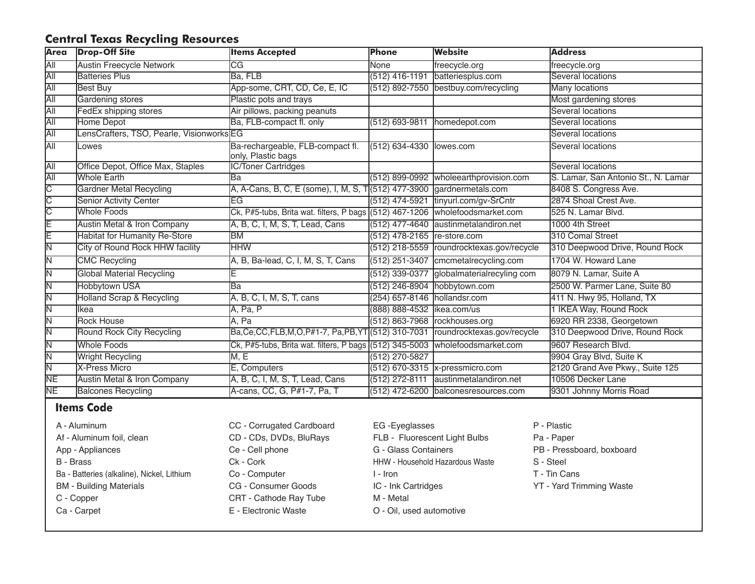## Central Texas Recycling Resources

| Area | Drop-Off Site | Items Accepted | Phone | Website | Address |
|---|---|---|---|---|---|
| All | Austin Freecycle Network | CG | None | freecycle.org | freecycle.org |
| All | Batteries Plus | Ba, FLB | (512) 416-1191 | batteriesplus.com | Several locations |
| All | Best Buy | App-some, CRT, CD, Ce, E, IC | (512) 892-7550 | bestbuy.com/recycling | Many locations |
| All | Gardening stores | Plastic pots and trays | | | Most gardening stores |
| All | FedEx shipping stores | Air pillows, packing peanuts | | | Several locations |
| All | Home Depot | Ba, FLB-compact fl. only | (512) 693-9811 | homedepot.com | Several locations |
| All | LensCrafters, TSO, Pearle, Visionworks | EG | | | Several locations |
| All | Lowes | Ba-rechargeable, FLB-compact fl. only, Plastic bags | (512) 634-4330 | lowes.com | Several locations |
| All | Office Depot, Office Max, Staples | IC/Toner Cartridges | | | Several locations |
| All | Whole Earth | Ba | (512) 899-0992 | wholeearthprovision.com | S. Lamar, San Antonio St., N. Lamar |
| C | Gardner Metal Recycling | A, A-Cans, B, C, E (some), I, M, S, T | (512) 477-3900 | gardnermetals.com | 8408 S. Congress Ave. |
| C | Senior Activity Center | EG | (512) 474-5921 | tinyurl.com/gv-SrCntr | 2874 Shoal Crest Ave. |
| C | Whole Foods | Ck, P#5-tubs, Brita wat. filters, P bags | (512) 467-1206 | wholefoodsmarket.com | 525 N. Lamar Blvd. |
| E | Austin Metal & Iron Company | A, B, C, I, M, S, T, Lead, Cans | (512) 477-4640 | austinmetalandiron.net | 1000 4th Street |
| E | Habitat for Humanity Re-Store | BM | (512) 478-2165 | re-store.com | 310 Comal Street |
| N | City of Round Rock HHW facility | HHW | (512) 218-5559 | roundrocktexas.gov/recycle | 310 Deepwood Drive, Round Rock |
| N | CMC Recycling | A, B, Ba-lead, C, I, M, S, T, Cans | (512) 251-3407 | cmcmetalrecycling.com | 1704 W. Howard Lane |
| N | Global Material Recycling | E | (512) 339-0377 | globalmaterialrecyling com | 8079 N. Lamar, Suite A |
| N | Hobbytown USA | Ba | (512) 246-8904 | hobbytown.com | 2500 W. Parmer Lane, Suite 80 |
| N | Holland Scrap & Recycling | A, B, C, I, M, S, T, cans | (254) 657-8146 | hollandsr.com | 411 N. Hwy 95, Holland, TX |
| N | Ikea | A, Pa, P | (888) 888-4532 | ikea.com/us | 1 IKEA Way, Round Rock |
| N | Rock House | A, Pa | (512) 863-7968 | rockhouses.org | 6920 RR 2338, Georgetown |
| N | Round Rock City Recycling | Ba,Ce,CC,FLB,M,O,P#1-7, Pa,PB,YT | (512) 310-7031 | roundrocktexas.gov/recycle | 310 Deepwood Drive, Round Rock |
| N | Whole Foods | Ck, P#5-tubs, Brita wat. filters, P bags | (512) 345-5003 | wholefoodsmarket.com | 9607 Research Blvd. |
| N | Wright Recycling | M, E | (512) 270-5827 | | 9904 Gray Blvd, Suite K |
| N | X-Press Micro | E, Computers | (512) 670-3315 | x-pressmicro.com | 2120 Grand Ave Pkwy., Suite 125 |
| NE | Austin Metal & Iron Company | A, B, C, I, M, S, T, Lead, Cans | (512) 272-8111 | austinmetalandiron.net | 10506 Decker Lane |
| NE | Balcones Recycling | A-cans, CC, G, P#1-7, Pa, T | (512) 472-6200 | balconesresources.com | 9301 Johnny Morris Road |

### Items Code

- A - Aluminum
- Af - Aluminum foil, clean
- App - Appliances
- B - Brass
- Ba - Batteries (alkaline), Nickel, Lithium
- BM - Building Materials
- C - Copper
- Ca - Carpet
- CC - Corrugated Cardboard
- CD - CDs, DVDs, BluRays
- Ce - Cell phone
- Ck - Cork
- Co - Computer
- CG - Consumer Goods
- CRT - Cathode Ray Tube
- E - Electronic Waste
- EG -Eyeglasses
- FLB - Fluorescent Light Bulbs
- G - Glass Containers
- HHW - Household Hazardous Waste
- I - Iron
- IC - Ink Cartridges
- M - Metal
- O - Oil, used automotive
- P - Plastic
- Pa - Paper
- PB - Pressboard, boxboard
- S - Steel
- T - Tin Cans
- YT - Yard Trimming Waste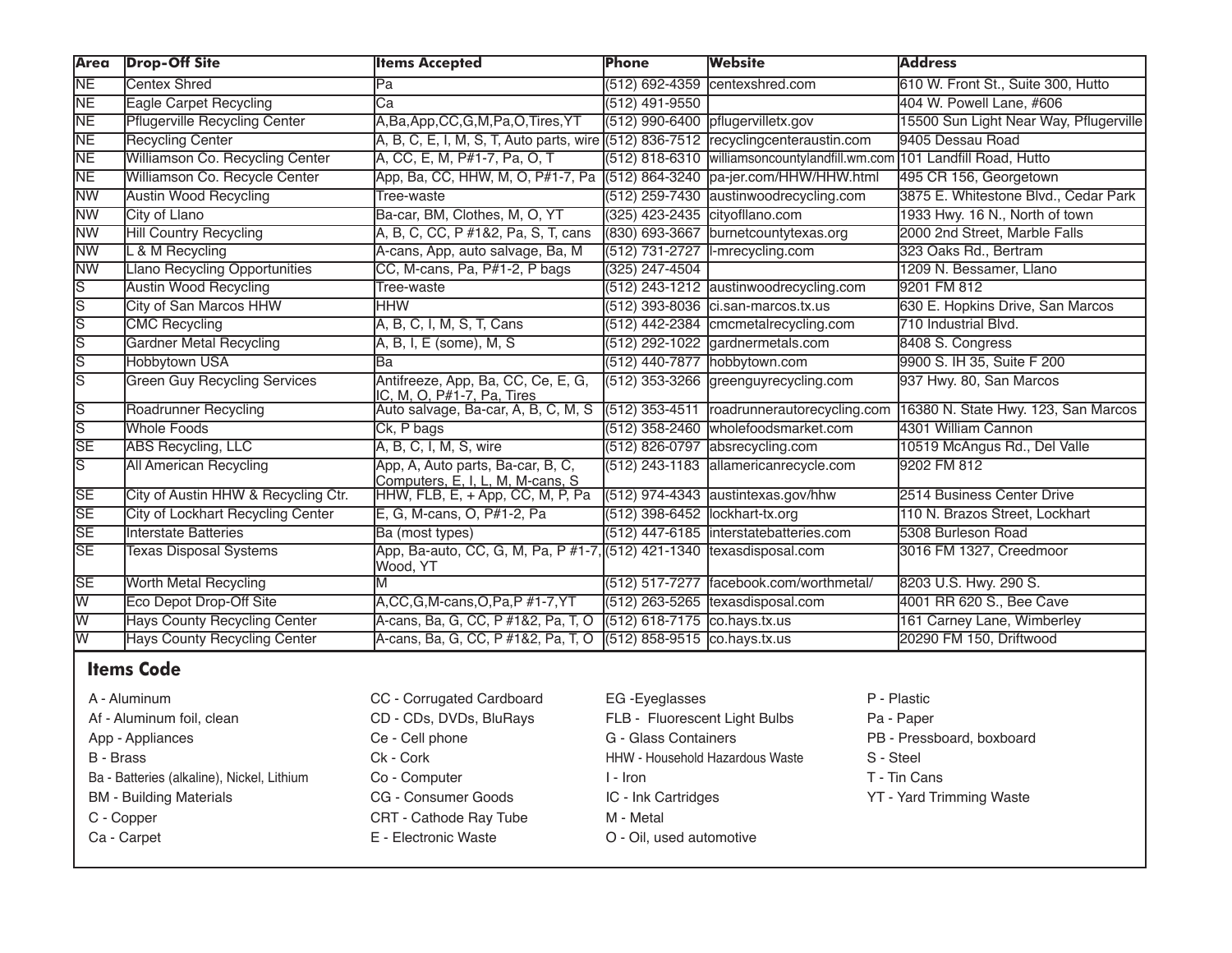| Area | Drop-Off Site | Items Accepted | Phone | Website | Address |
|---|---|---|---|---|---|
| NE | Centex Shred | Pa | (512) 692-4359 | centexshred.com | 610 W. Front St., Suite 300, Hutto |
| NE | Eagle Carpet Recycling | Ca | (512) 491-9550 | | 404 W. Powell Lane, #606 |
| NE | Pflugerville Recycling Center | A,Ba,App,CC,G,M,Pa,O,Tires,YT | (512) 990-6400 | pflugervilletx.gov | 15500 Sun Light Near Way, Pflugerville |
| NE | Recycling Center | A, B, C, E, I, M, S, T, Auto parts, wire | (512) 836-7512 | recyclingcenteraustin.com | 9405 Dessau Road |
| NE | Williamson Co. Recycling Center | A, CC, E, M, P#1-7, Pa, O, T | (512) 818-6310 | williamsoncountylandfill.wm.com | 101 Landfill Road, Hutto |
| NE | Williamson Co. Recycle Center | App, Ba, CC, HHW, M, O, P#1-7, Pa | (512) 864-3240 | pa-jer.com/HHW/HHW.html | 495 CR 156, Georgetown |
| NW | Austin Wood Recycling | Tree-waste | (512) 259-7430 | austinwoodrecycling.com | 3875 E. Whitestone Blvd., Cedar Park |
| NW | City of Llano | Ba-car, BM, Clothes, M, O, YT | (325) 423-2435 | cityofllano.com | 1933 Hwy. 16 N., North of town |
| NW | Hill Country Recycling | A, B, C, CC, P #1&2, Pa, S, T, cans | (830) 693-3667 | burnetcountytexas.org | 2000 2nd Street, Marble Falls |
| NW | L & M Recycling | A-cans, App, auto salvage, Ba, M | (512) 731-2727 | l-mrecycling.com | 323 Oaks Rd., Bertram |
| NW | Llano Recycling Opportunities | CC, M-cans, Pa, P#1-2, P bags | (325) 247-4504 | | 1209 N. Bessamer, Llano |
| S | Austin Wood Recycling | Tree-waste | (512) 243-1212 | austinwoodrecycling.com | 9201 FM 812 |
| S | City of San Marcos HHW | HHW | (512) 393-8036 | ci.san-marcos.tx.us | 630 E. Hopkins Drive, San Marcos |
| S | CMC Recycling | A, B, C, I, M, S, T, Cans | (512) 442-2384 | cmcmetalrecycling.com | 710 Industrial Blvd. |
| S | Gardner Metal Recycling | A, B, I, E (some), M, S | (512) 292-1022 | gardnermetals.com | 8408 S. Congress |
| S | Hobbytown USA | Ba | (512) 440-7877 | hobbytown.com | 9900 S. IH 35, Suite F 200 |
| S | Green Guy Recycling Services | Antifreeze, App, Ba, CC, Ce, E, G, IC, M, O, P#1-7, Pa, Tires | (512) 353-3266 | greenguyrecycling.com | 937 Hwy. 80, San Marcos |
| S | Roadrunner Recycling | Auto salvage, Ba-car, A, B, C, M, S | (512) 353-4511 | roadrunnerautorecycling.com | 16380 N. State Hwy. 123, San Marcos |
| S | Whole Foods | Ck, P bags | (512) 358-2460 | wholefoodsmarket.com | 4301 William Cannon |
| SE | ABS Recycling, LLC | A, B, C, I, M, S, wire | (512) 826-0797 | absrecycling.com | 10519 McAngus Rd., Del Valle |
| S | All American Recycling | App, A, Auto parts, Ba-car, B, C, Computers, E, I, L, M, M-cans, S | (512) 243-1183 | allamericanrecycle.com | 9202 FM 812 |
| SE | City of Austin HHW & Recycling Ctr. | HHW, FLB, E, + App, CC, M, P, Pa | (512) 974-4343 | austintexas.gov/hhw | 2514 Business Center Drive |
| SE | City of Lockhart Recycling Center | E, G, M-cans, O, P#1-2, Pa | (512) 398-6452 | lockhart-tx.org | 110 N. Brazos Street, Lockhart |
| SE | Interstate Batteries | Ba (most types) | (512) 447-6185 | interstatebatteries.com | 5308 Burleson Road |
| SE | Texas Disposal Systems | App, Ba-auto, CC, G, M, Pa, P #1-7, Wood, YT | (512) 421-1340 | texasdisposal.com | 3016 FM 1327, Creedmoor |
| SE | Worth Metal Recycling | M | (512) 517-7277 | facebook.com/worthmetal/ | 8203 U.S. Hwy. 290 S. |
| W | Eco Depot Drop-Off Site | A,CC,G,M-cans,O,Pa,P #1-7,YT | (512) 263-5265 | texasdisposal.com | 4001 RR 620 S., Bee Cave |
| W | Hays County Recycling Center | A-cans, Ba, G, CC, P #1&2, Pa, T, O | (512) 618-7175 | co.hays.tx.us | 161 Carney Lane, Wimberley |
| W | Hays County Recycling Center | A-cans, Ba, G, CC, P #1&2, Pa, T, O | (512) 858-9515 | co.hays.tx.us | 20290 FM 150, Driftwood |

## Items Code

- A - Aluminum
- Af - Aluminum foil, clean
- App - Appliances
- B - Brass
- Ba - Batteries (alkaline), Nickel, Lithium
- BM - Building Materials
- C - Copper
- Ca - Carpet
- CC - Corrugated Cardboard
- CD - CDs, DVDs, BluRays
- Ce - Cell phone
- Ck - Cork
- Co - Computer
- CG - Consumer Goods
- CRT - Cathode Ray Tube
- E - Electronic Waste
- EG -Eyeglasses
- FLB - Fluorescent Light Bulbs
- G - Glass Containers
- HHW - Household Hazardous Waste
- I - Iron
- IC - Ink Cartridges
- M - Metal
- O - Oil, used automotive
- P - Plastic
- Pa - Paper
- PB - Pressboard, boxboard
- S - Steel
- T - Tin Cans
- YT - Yard Trimming Waste